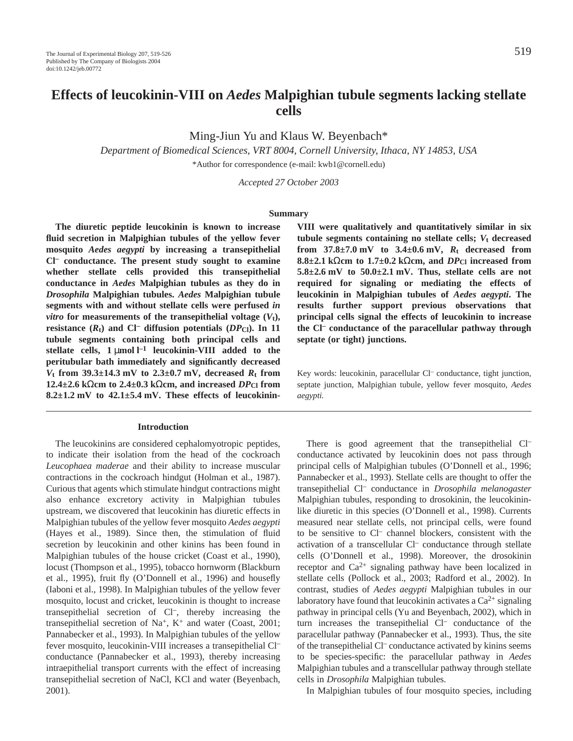# Effects of leucokinin-VIII on *Aedes* Malpighian tubule segments lacking stellate cells

Ming-Jiun Yu and Klaus W. Beyenbach*

*Department of Biomedical Sciences, VRT 8004, Cornell University, Ithaca, NY 14853, USA*

*Author for correspondence (e-mail: kwb1@cornell.edu)

*Accepted 27 October 2003*

## Summary

**The diuretic peptide leucokinin is known to increase fluid secretion in Malpighian tubules of the yellow fever mosquito *Aedes aegypti* by increasing a transepithelial $Cl^-$ conductance. The present study sought to examine whether stellate cells provided this transepithelial conductance in *Aedes* Malpighian tubules as they do in *Drosophila* Malpighian tubules. *Aedes* Malpighian tubule segments with and without stellate cells were perfused *in vitro* for measurements of the transepithelial voltage ($V_t$), resistance ($R_t$) and $Cl^-$ diffusion potentials ($DP_{Cl}$). In 11 tubule segments containing both principal cells and stellate cells, 1 μmol $l^{-1}$ leucokinin-VIII added to the peritubular bath immediately and significantly decreased $V_t$ from 39.3±14.3 mV to 2.3±0.7 mV, decreased $R_t$ from 12.4±2.6 kΩcm to 2.4±0.3 kΩcm, and increased $DP_{Cl}$ from 8.2±1.2 mV to 42.1±5.4 mV. These effects of leucokinin-VIII were qualitatively and quantitatively similar in six tubule segments containing no stellate cells; $V_t$ decreased from 37.8±7.0 mV to 3.4±0.6 mV, $R_t$ decreased from 8.8±2.1 kΩcm to 1.7±0.2 kΩcm, and $DP_{Cl}$ increased from 5.8±2.6 mV to 50.0±2.1 mV. Thus, stellate cells are not required for signaling or mediating the effects of leucokinin in Malpighian tubules of *Aedes aegypti*. The results further support previous observations that principal cells signal the effects of leucokinin to increase the $Cl^-$ conductance of the paracellular pathway through septate (or tight) junctions.**

Key words: leucokinin, paracellular $Cl^-$ conductance, tight junction, septate junction, Malpighian tubule, yellow fever mosquito, *Aedes aegypti*.

## Introduction

The leucokinins are considered cephalomyotropic peptides, to indicate their isolation from the head of the cockroach *Leucophaea maderae* and their ability to increase muscular contractions in the cockroach hindgut (Holman et al., 1987). Curious that agents which stimulate hindgut contractions might also enhance excretory activity in Malpighian tubules upstream, we discovered that leucokinin has diuretic effects in Malpighian tubules of the yellow fever mosquito *Aedes aegypti* (Hayes et al., 1989). Since then, the stimulation of fluid secretion by leucokinin and other kinins has been found in Malpighian tubules of the house cricket (Coast et al., 1990), locust (Thompson et al., 1995), tobacco hornworm (Blackburn et al., 1995), fruit fly (O'Donnell et al., 1996) and housefly (Iaboni et al., 1998). In Malpighian tubules of the yellow fever mosquito, locust and cricket, leucokinin is thought to increase transepithelial secretion of $Cl^-$, thereby increasing the transepithelial secretion of $Na^+$, $K^+$ and water (Coast, 2001; Pannabecker et al., 1993). In Malpighian tubules of the yellow fever mosquito, leucokinin-VIII increases a transepithelial $Cl^-$ conductance (Pannabecker et al., 1993), thereby increasing intraepithelial transport currents with the effect of increasing transepithelial secretion of NaCl, KCl and water (Beyenbach, 2001).

There is good agreement that the transepithelial $Cl^-$ conductance activated by leucokinin does not pass through principal cells of Malpighian tubules (O'Donnell et al., 1996; Pannabecker et al., 1993). Stellate cells are thought to offer the transepithelial $Cl^-$ conductance in *Drosophila melanogaster* Malpighian tubules, responding to drosokinin, the leucokinin-like diuretic in this species (O'Donnell et al., 1998). Currents measured near stellate cells, not principal cells, were found to be sensitive to $Cl^-$ channel blockers, consistent with the activation of a transcellular $Cl^-$ conductance through stellate cells (O'Donnell et al., 1998). Moreover, the drosokinin receptor and $Ca^{2+}$ signaling pathway have been localized in stellate cells (Pollock et al., 2003; Radford et al., 2002). In contrast, studies of *Aedes aegypti* Malpighian tubules in our laboratory have found that leucokinin activates a $Ca^{2+}$ signaling pathway in principal cells (Yu and Beyenbach, 2002), which in turn increases the transepithelial $Cl^-$ conductance of the paracellular pathway (Pannabecker et al., 1993). Thus, the site of the transepithelial $Cl^-$ conductance activated by kinins seems to be species-specific: the paracellular pathway in *Aedes* Malpighian tubules and a transcellular pathway through stellate cells in *Drosophila* Malpighian tubules.

In Malpighian tubules of four mosquito species, including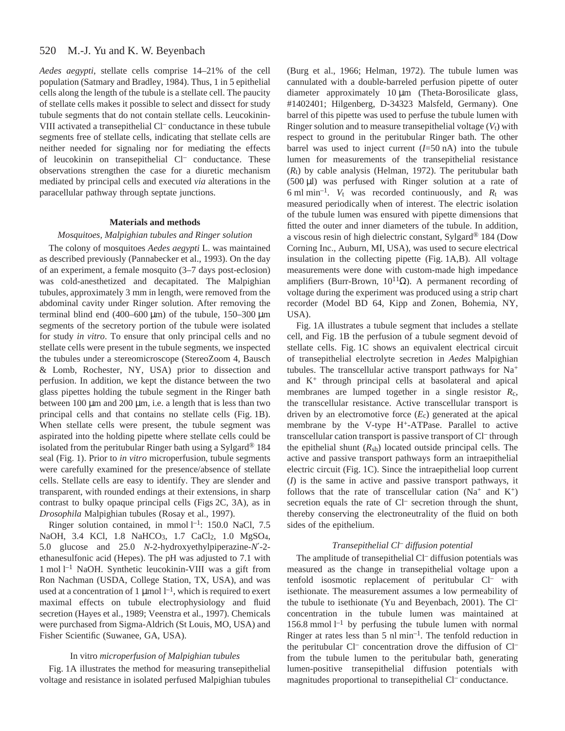*Aedes aegypti*, stellate cells comprise 14–21% of the cell population (Satmary and Bradley, 1984). Thus, 1 in 5 epithelial cells along the length of the tubule is a stellate cell. The paucity of stellate cells makes it possible to select and dissect for study tubule segments that do not contain stellate cells. Leucokinin-VIII activated a transepithelial $Cl^-$ conductance in these tubule segments free of stellate cells, indicating that stellate cells are neither needed for signaling nor for mediating the effects of leucokinin on transepithelial $Cl^-$ conductance. These observations strengthen the case for a diuretic mechanism mediated by principal cells and executed *via* alterations in the paracellular pathway through septate junctions.

## Materials and methods

### *Mosquitoes, Malpighian tubules and Ringer solution*

The colony of mosquitoes *Aedes aegypti* L. was maintained as described previously (Pannabecker et al., 1993). On the day of an experiment, a female mosquito (3–7 days post-eclosion) was cold-anesthetized and decapitated. The Malpighian tubules, approximately 3 mm in length, were removed from the abdominal cavity under Ringer solution. After removing the terminal blind end (400–600 μm) of the tubule, 150–300 μm segments of the secretory portion of the tubule were isolated for study *in vitro*. To ensure that only principal cells and no stellate cells were present in the tubule segments, we inspected the tubules under a stereomicroscope (StereoZoom 4, Bausch & Lomb, Rochester, NY, USA) prior to dissection and perfusion. In addition, we kept the distance between the two glass pipettes holding the tubule segment in the Ringer bath between 100 μm and 200 μm, i.e. a length that is less than two principal cells and that contains no stellate cells (Fig. 1B). When stellate cells were present, the tubule segment was aspirated into the holding pipette where stellate cells could be isolated from the peritubular Ringer bath using a Sylgard® 184 seal (Fig. 1). Prior to *in vitro* microperfusion, tubule segments were carefully examined for the presence/absence of stellate cells. Stellate cells are easy to identify. They are slender and transparent, with rounded endings at their extensions, in sharp contrast to bulky opaque principal cells (Figs 2C, 3A), as in *Drosophila* Malpighian tubules (Rosay et al., 1997).

Ringer solution contained, in mmol $l^{-1}$: 150.0 NaCl, 7.5 NaOH, 3.4 KCl, 1.8 $NaHCO_3$, 1.7 $CaCl_2$, 1.0 $MgSO_4$, 5.0 glucose and 25.0 *N*-2-hydroxyethylpiperazine-*N*′-2-ethanesulfonic acid (Hepes). The pH was adjusted to 7.1 with 1 mol $l^{-1}$ NaOH. Synthetic leucokinin-VIII was a gift from Ron Nachman (USDA, College Station, TX, USA), and was used at a concentration of 1 μmol $l^{-1}$, which is required to exert maximal effects on tubule electrophysiology and fluid secretion (Hayes et al., 1989; Veenstra et al., 1997). Chemicals were purchased from Sigma-Aldrich (St Louis, MO, USA) and Fisher Scientific (Suwanee, GA, USA).

### In vitro *microperfusion of Malpighian tubules*

Fig. 1A illustrates the method for measuring transepithelial voltage and resistance in isolated perfused Malpighian tubules (Burg et al., 1966; Helman, 1972). The tubule lumen was cannulated with a double-barreled perfusion pipette of outer diameter approximately 10 μm (Theta-Borosilicate glass, #1402401; Hilgenberg, D-34323 Malsfeld, Germany). One barrel of this pipette was used to perfuse the tubule lumen with Ringer solution and to measure transepithelial voltage ($V_t$) with respect to ground in the peritubular Ringer bath. The other barrel was used to inject current ($I$=50 nA) into the tubule lumen for measurements of the transepithelial resistance ($R_t$) by cable analysis (Helman, 1972). The peritubular bath (500 μl) was perfused with Ringer solution at a rate of 6 ml $min^{-1}$. $V_t$ was recorded continuously, and $R_t$ was measured periodically when of interest. The electric isolation of the tubule lumen was ensured with pipette dimensions that fitted the outer and inner diameters of the tubule. In addition, a viscous resin of high dielectric constant, Sylgard® 184 (Dow Corning Inc., Auburn, MI, USA), was used to secure electrical insulation in the collecting pipette (Fig. 1A,B). All voltage measurements were done with custom-made high impedance amplifiers (Burr-Brown, $10^{11}\Omega$). A permanent recording of voltage during the experiment was produced using a strip chart recorder (Model BD 64, Kipp and Zonen, Bohemia, NY, USA).

Fig. 1A illustrates a tubule segment that includes a stellate cell, and Fig. 1B the perfusion of a tubule segment devoid of stellate cells. Fig. 1C shows an equivalent electrical circuit of transepithelial electrolyte secretion in *Aedes* Malpighian tubules. The transcellular active transport pathways for $Na^+$ and $K^+$ through principal cells at basolateral and apical membranes are lumped together in a single resistor $R_c$, the transcellular resistance. Active transcellular transport is driven by an electromotive force ($E_c$) generated at the apical membrane by the V-type $H^+$-ATPase. Parallel to active transcellular cation transport is passive transport of $Cl^-$ through the epithelial shunt ($R_{sh}$) located outside principal cells. The active and passive transport pathways form an intraepithelial electric circuit (Fig. 1C). Since the intraepithelial loop current ($I$) is the same in active and passive transport pathways, it follows that the rate of transcellular cation ($Na^+$ and $K^+$) secretion equals the rate of $Cl^-$ secretion through the shunt, thereby conserving the electroneutrality of the fluid on both sides of the epithelium.

### *Transepithelial $Cl^-$ diffusion potential*

The amplitude of transepithelial $Cl^-$ diffusion potentials was measured as the change in transepithelial voltage upon a tenfold isosmotic replacement of peritubular $Cl^-$ with isethionate. The measurement assumes a low permeability of the tubule to isethionate (Yu and Beyenbach, 2001). The $Cl^-$ concentration in the tubule lumen was maintained at 156.8 mmol $l^{-1}$ by perfusing the tubule lumen with normal Ringer at rates less than 5 nl $min^{-1}$. The tenfold reduction in the peritubular $Cl^-$ concentration drove the diffusion of $Cl^-$ from the tubule lumen to the peritubular bath, generating lumen-positive transepithelial diffusion potentials with magnitudes proportional to transepithelial $Cl^-$ conductance.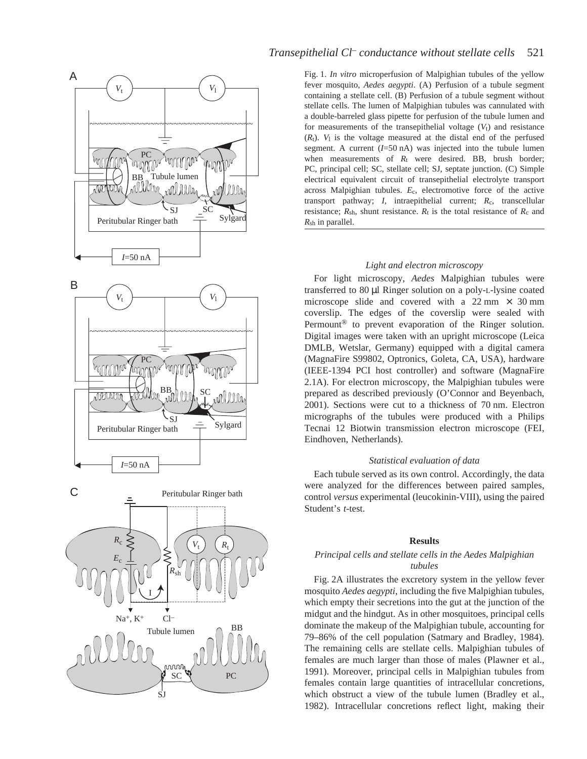Fig. 1. *In vitro* microperfusion of Malpighian tubules of the yellow fever mosquito, *Aedes aegypti*. (A) Perfusion of a tubule segment containing a stellate cell. (B) Perfusion of a tubule segment without stellate cells. The lumen of Malpighian tubules was cannulated with a double-barreled glass pipette for perfusion of the tubule lumen and for measurements of the transepithelial voltage ($V_t$) and resistance ($R_t$). $V_l$ is the voltage measured at the distal end of the perfused segment. A current ($I$=50 nA) was injected into the tubule lumen when measurements of $R_t$ were desired. BB, brush border; PC, principal cell; SC, stellate cell; SJ, septate junction. (C) Simple electrical equivalent circuit of transepithelial electrolyte transport across Malpighian tubules. $E_c$, electromotive force of the active transport pathway; $I$, intraepithelial current; $R_c$, transcellular resistance; $R_{sh}$, shunt resistance. $R_t$ is the total resistance of $R_c$ and $R_{sh}$ in parallel.

### *Light and electron microscopy*

For light microscopy, *Aedes* Malpighian tubules were transferred to 80 µl Ringer solution on a poly-L-lysine coated microscope slide and covered with a 22 mm × 30 mm coverslip. The edges of the coverslip were sealed with Permount® to prevent evaporation of the Ringer solution. Digital images were taken with an upright microscope (Leica DMLB, Wetslar, Germany) equipped with a digital camera (MagnaFire S99802, Optronics, Goleta, CA, USA), hardware (IEEE-1394 PCI host controller) and software (MagnaFire 2.1A). For electron microscopy, the Malpighian tubules were prepared as described previously (O'Connor and Beyenbach, 2001). Sections were cut to a thickness of 70 nm. Electron micrographs of the tubules were produced with a Philips Tecnai 12 Biotwin transmission electron microscope (FEI, Eindhoven, Netherlands).

### *Statistical evaluation of data*

Each tubule served as its own control. Accordingly, the data were analyzed for the differences between paired samples, control *versus* experimental (leucokinin-VIII), using the paired Student's *t*-test.

## Results

### *Principal cells and stellate cells in the Aedes Malpighian tubules*

Fig. 2A illustrates the excretory system in the yellow fever mosquito *Aedes aegypti*, including the five Malpighian tubules, which empty their secretions into the gut at the junction of the midgut and the hindgut. As in other mosquitoes, principal cells dominate the makeup of the Malpighian tubule, accounting for 79–86% of the cell population (Satmary and Bradley, 1984). The remaining cells are stellate cells. Malpighian tubules of females are much larger than those of males (Plawner et al., 1991). Moreover, principal cells in Malpighian tubules from females contain large quantities of intracellular concretions, which obstruct a view of the tubule lumen (Bradley et al., 1982). Intracellular concretions reflect light, making their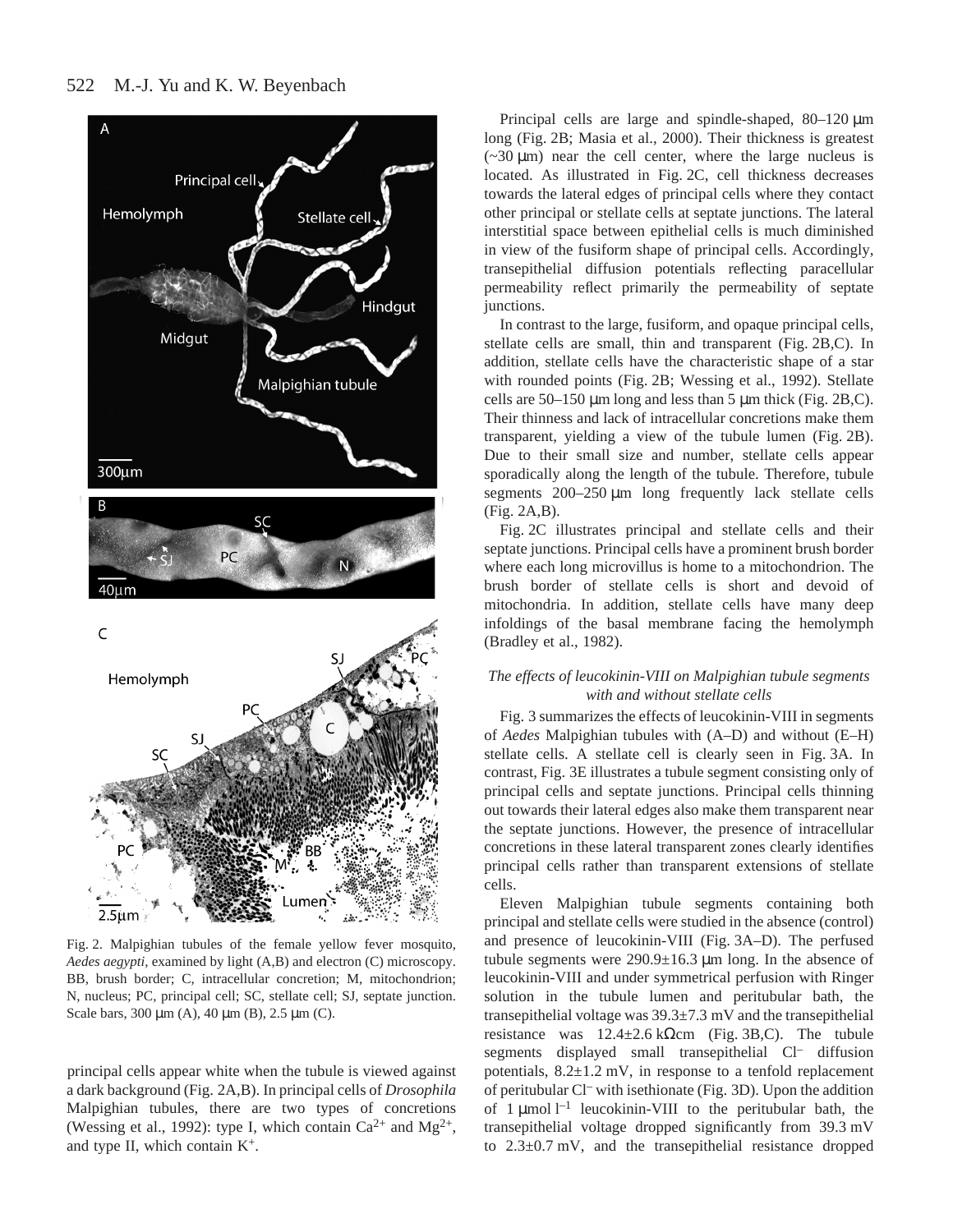Fig. 2. Malpighian tubules of the female yellow fever mosquito, *Aedes aegypti*, examined by light (A,B) and electron (C) microscopy. BB, brush border; C, intracellular concretion; M, mitochondrion; N, nucleus; PC, principal cell; SC, stellate cell; SJ, septate junction. Scale bars, 300 μm (A), 40 μm (B), 2.5 μm (C).

principal cells appear white when the tubule is viewed against a dark background (Fig. 2A,B). In principal cells of *Drosophila* Malpighian tubules, there are two types of concretions (Wessing et al., 1992): type I, which contain $Ca^{2+}$ and $Mg^{2+}$, and type II, which contain $K^{+}$.

Principal cells are large and spindle-shaped, 80–120 μm long (Fig. 2B; Masia et al., 2000). Their thickness is greatest (~30 μm) near the cell center, where the large nucleus is located. As illustrated in Fig. 2C, cell thickness decreases towards the lateral edges of principal cells where they contact other principal or stellate cells at septate junctions. The lateral interstitial space between epithelial cells is much diminished in view of the fusiform shape of principal cells. Accordingly, transepithelial diffusion potentials reflecting paracellular permeability reflect primarily the permeability of septate junctions.

In contrast to the large, fusiform, and opaque principal cells, stellate cells are small, thin and transparent (Fig. 2B,C). In addition, stellate cells have the characteristic shape of a star with rounded points (Fig. 2B; Wessing et al., 1992). Stellate cells are 50–150 μm long and less than 5 μm thick (Fig. 2B,C). Their thinness and lack of intracellular concretions make them transparent, yielding a view of the tubule lumen (Fig. 2B). Due to their small size and number, stellate cells appear sporadically along the length of the tubule. Therefore, tubule segments 200–250 μm long frequently lack stellate cells (Fig. 2A,B).

Fig. 2C illustrates principal and stellate cells and their septate junctions. Principal cells have a prominent brush border where each long microvillus is home to a mitochondrion. The brush border of stellate cells is short and devoid of mitochondria. In addition, stellate cells have many deep infoldings of the basal membrane facing the hemolymph (Bradley et al., 1982).

### *The effects of leucokinin-VIII on Malpighian tubule segments with and without stellate cells*

Fig. 3 summarizes the effects of leucokinin-VIII in segments of *Aedes* Malpighian tubules with (A–D) and without (E–H) stellate cells. A stellate cell is clearly seen in Fig. 3A. In contrast, Fig. 3E illustrates a tubule segment consisting only of principal cells and septate junctions. Principal cells thinning out towards their lateral edges also make them transparent near the septate junctions. However, the presence of intracellular concretions in these lateral transparent zones clearly identifies principal cells rather than transparent extensions of stellate cells.

Eleven Malpighian tubule segments containing both principal and stellate cells were studied in the absence (control) and presence of leucokinin-VIII (Fig. 3A–D). The perfused tubule segments were 290.9±16.3 μm long. In the absence of leucokinin-VIII and under symmetrical perfusion with Ringer solution in the tubule lumen and peritubular bath, the transepithelial voltage was 39.3±7.3 mV and the transepithelial resistance was 12.4±2.6 kΩcm (Fig. 3B,C). The tubule segments displayed small transepithelial $Cl^{-}$ diffusion potentials, 8.2±1.2 mV, in response to a tenfold replacement of peritubular $Cl^{-}$ with isethionate (Fig. 3D). Upon the addition of 1 μmol $l^{-1}$ leucokinin-VIII to the peritubular bath, the transepithelial voltage dropped significantly from 39.3 mV to 2.3±0.7 mV, and the transepithelial resistance dropped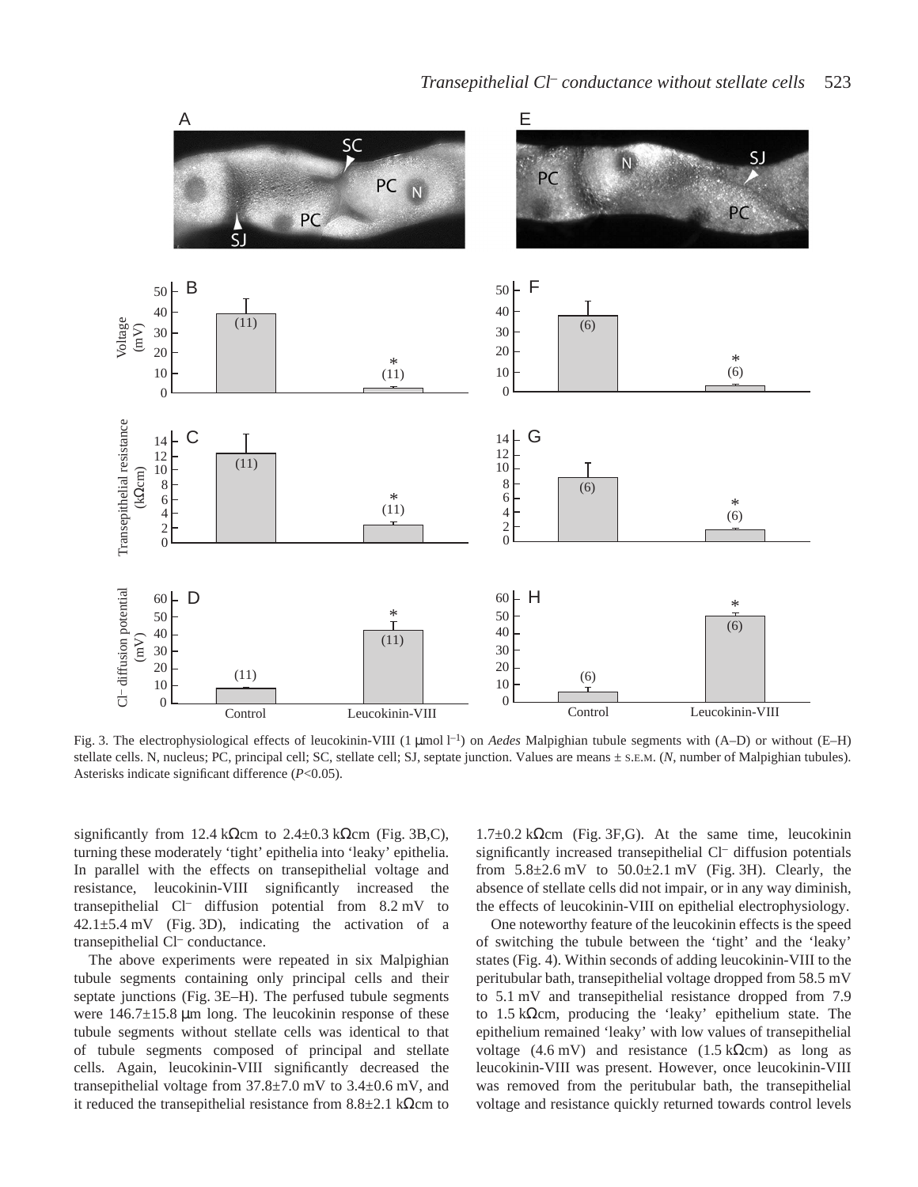Fig. 3. The electrophysiological effects of leucokinin-VIII (1 μmol l$^{-1}$) on *Aedes* Malpighian tubule segments with (A–D) or without (E–H) stellate cells. N, nucleus; PC, principal cell; SC, stellate cell; SJ, septate junction. Values are means ± S.E.M. (*N*, number of Malpighian tubules). Asterisks indicate significant difference (*P*<0.05).

significantly from 12.4 kΩcm to 2.4±0.3 kΩcm (Fig. 3B,C), turning these moderately 'tight' epithelia into 'leaky' epithelia. In parallel with the effects on transepithelial voltage and resistance, leucokinin-VIII significantly increased the transepithelial Cl$^-$ diffusion potential from 8.2 mV to 42.1±5.4 mV (Fig. 3D), indicating the activation of a transepithelial Cl$^-$ conductance.

The above experiments were repeated in six Malpighian tubule segments containing only principal cells and their septate junctions (Fig. 3E–H). The perfused tubule segments were 146.7±15.8 μm long. The leucokinin response of these tubule segments without stellate cells was identical to that of tubule segments composed of principal and stellate cells. Again, leucokinin-VIII significantly decreased the transepithelial voltage from 37.8±7.0 mV to 3.4±0.6 mV, and it reduced the transepithelial resistance from 8.8±2.1 kΩcm to 1.7±0.2 kΩcm (Fig. 3F,G). At the same time, leucokinin significantly increased transepithelial Cl$^-$ diffusion potentials from 5.8±2.6 mV to 50.0±2.1 mV (Fig. 3H). Clearly, the absence of stellate cells did not impair, or in any way diminish, the effects of leucokinin-VIII on epithelial electrophysiology.

One noteworthy feature of the leucokinin effects is the speed of switching the tubule between the 'tight' and the 'leaky' states (Fig. 4). Within seconds of adding leucokinin-VIII to the peritubular bath, transepithelial voltage dropped from 58.5 mV to 5.1 mV and transepithelial resistance dropped from 7.9 to 1.5 kΩcm, producing the 'leaky' epithelium state. The epithelium remained 'leaky' with low values of transepithelial voltage (4.6 mV) and resistance (1.5 kΩcm) as long as leucokinin-VIII was present. However, once leucokinin-VIII was removed from the peritubular bath, the transepithelial voltage and resistance quickly returned towards control levels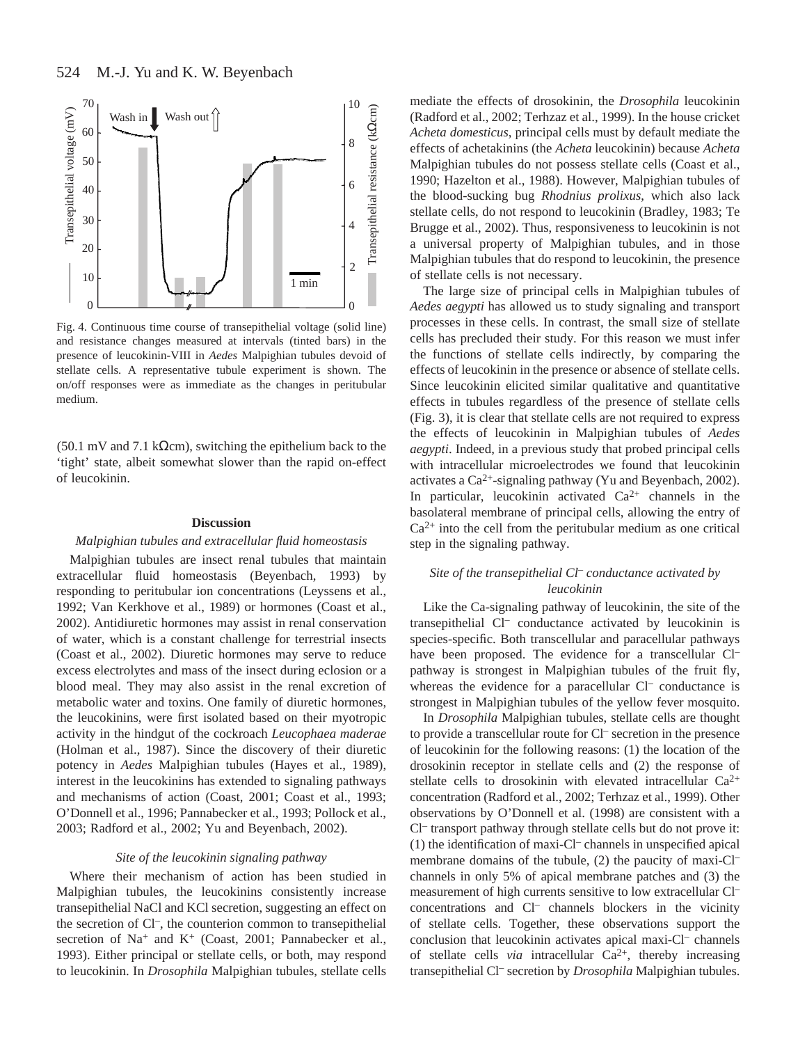Fig. 4. Continuous time course of transepithelial voltage (solid line) and resistance changes measured at intervals (tinted bars) in the presence of leucokinin-VIII in *Aedes* Malpighian tubules devoid of stellate cells. A representative tubule experiment is shown. The on/off responses were as immediate as the changes in peritubular medium.

(50.1 mV and 7.1 kΩcm), switching the epithelium back to the 'tight' state, albeit somewhat slower than the rapid on-effect of leucokinin.

## Discussion

### *Malpighian tubules and extracellular fluid homeostasis*

Malpighian tubules are insect renal tubules that maintain extracellular fluid homeostasis (Beyenbach, 1993) by responding to peritubular ion concentrations (Leyssens et al., 1992; Van Kerkhove et al., 1989) or hormones (Coast et al., 2002). Antidiuretic hormones may assist in renal conservation of water, which is a constant challenge for terrestrial insects (Coast et al., 2002). Diuretic hormones may serve to reduce excess electrolytes and mass of the insect during eclosion or a blood meal. They may also assist in the renal excretion of metabolic water and toxins. One family of diuretic hormones, the leucokinins, were first isolated based on their myotropic activity in the hindgut of the cockroach *Leucophaea maderae* (Holman et al., 1987). Since the discovery of their diuretic potency in *Aedes* Malpighian tubules (Hayes et al., 1989), interest in the leucokinins has extended to signaling pathways and mechanisms of action (Coast, 2001; Coast et al., 1993; O'Donnell et al., 1996; Pannabecker et al., 1993; Pollock et al., 2003; Radford et al., 2002; Yu and Beyenbach, 2002).

### *Site of the leucokinin signaling pathway*

Where their mechanism of action has been studied in Malpighian tubules, the leucokinins consistently increase transepithelial NaCl and KCl secretion, suggesting an effect on the secretion of $Cl^-$, the counterion common to transepithelial secretion of $Na^+$ and $K^+$ (Coast, 2001; Pannabecker et al., 1993). Either principal or stellate cells, or both, may respond to leucokinin. In *Drosophila* Malpighian tubules, stellate cells mediate the effects of drosokinin, the *Drosophila* leucokinin (Radford et al., 2002; Terhzaz et al., 1999). In the house cricket *Acheta domesticus*, principal cells must by default mediate the effects of achetakinins (the *Acheta* leucokinin) because *Acheta* Malpighian tubules do not possess stellate cells (Coast et al., 1990; Hazelton et al., 1988). However, Malpighian tubules of the blood-sucking bug *Rhodnius prolixus*, which also lack stellate cells, do not respond to leucokinin (Bradley, 1983; Te Brugge et al., 2002). Thus, responsiveness to leucokinin is not a universal property of Malpighian tubules, and in those Malpighian tubules that do respond to leucokinin, the presence of stellate cells is not necessary.

The large size of principal cells in Malpighian tubules of *Aedes aegypti* has allowed us to study signaling and transport processes in these cells. In contrast, the small size of stellate cells has precluded their study. For this reason we must infer the functions of stellate cells indirectly, by comparing the effects of leucokinin in the presence or absence of stellate cells. Since leucokinin elicited similar qualitative and quantitative effects in tubules regardless of the presence of stellate cells (Fig. 3), it is clear that stellate cells are not required to express the effects of leucokinin in Malpighian tubules of *Aedes aegypti*. Indeed, in a previous study that probed principal cells with intracellular microelectrodes we found that leucokinin activates a $Ca^{2+}$-signaling pathway (Yu and Beyenbach, 2002). In particular, leucokinin activated $Ca^{2+}$ channels in the basolateral membrane of principal cells, allowing the entry of $Ca^{2+}$ into the cell from the peritubular medium as one critical step in the signaling pathway.

### *Site of the transepithelial $Cl^-$ conductance activated by leucokinin*

Like the Ca-signaling pathway of leucokinin, the site of the transepithelial $Cl^-$ conductance activated by leucokinin is species-specific. Both transcellular and paracellular pathways have been proposed. The evidence for a transcellular $Cl^-$ pathway is strongest in Malpighian tubules of the fruit fly, whereas the evidence for a paracellular $Cl^-$ conductance is strongest in Malpighian tubules of the yellow fever mosquito.

In *Drosophila* Malpighian tubules, stellate cells are thought to provide a transcellular route for $Cl^-$ secretion in the presence of leucokinin for the following reasons: (1) the location of the drosokinin receptor in stellate cells and (2) the response of stellate cells to drosokinin with elevated intracellular $Ca^{2+}$ concentration (Radford et al., 2002; Terhzaz et al., 1999). Other observations by O'Donnell et al. (1998) are consistent with a $Cl^-$ transport pathway through stellate cells but do not prove it: (1) the identification of maxi-$Cl^-$ channels in unspecified apical membrane domains of the tubule, (2) the paucity of maxi-$Cl^-$ channels in only 5% of apical membrane patches and (3) the measurement of high currents sensitive to low extracellular $Cl^-$ concentrations and $Cl^-$ channels blockers in the vicinity of stellate cells. Together, these observations support the conclusion that leucokinin activates apical maxi-$Cl^-$ channels of stellate cells *via* intracellular $Ca^{2+}$, thereby increasing transepithelial $Cl^-$ secretion by *Drosophila* Malpighian tubules.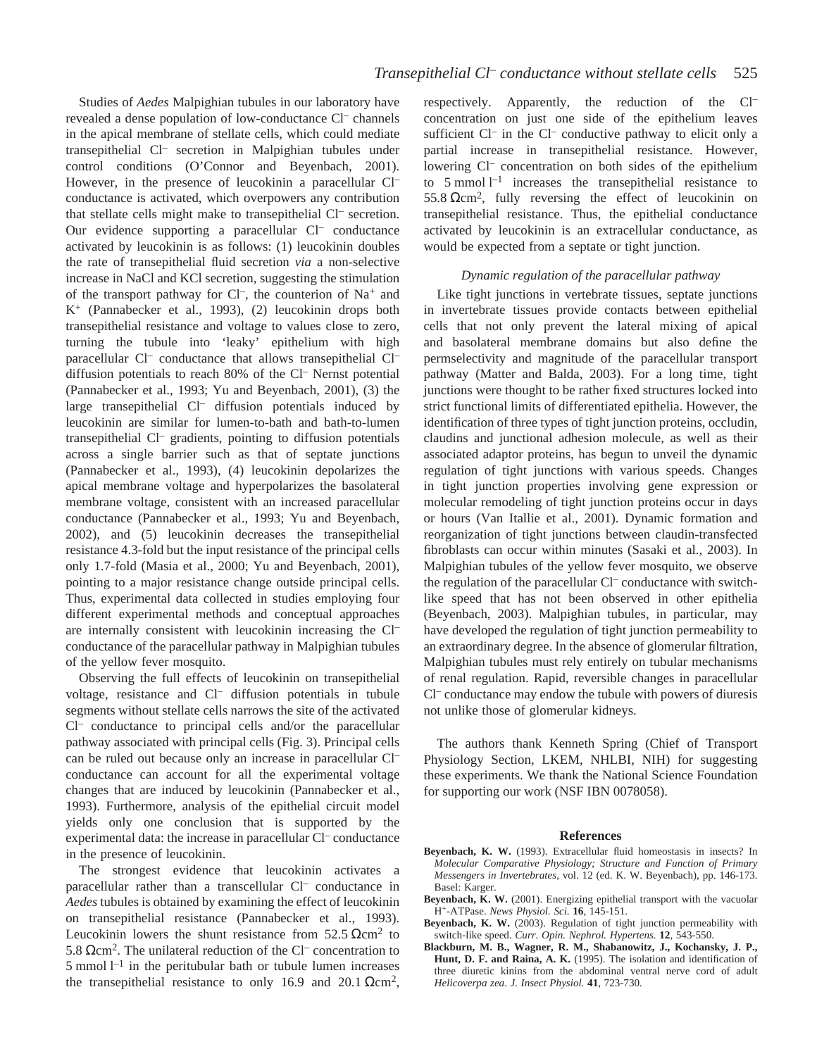Studies of *Aedes* Malpighian tubules in our laboratory have revealed a dense population of low-conductance $Cl^-$ channels in the apical membrane of stellate cells, which could mediate transepithelial $Cl^-$ secretion in Malpighian tubules under control conditions (O'Connor and Beyenbach, 2001). However, in the presence of leucokinin a paracellular $Cl^-$ conductance is activated, which overpowers any contribution that stellate cells might make to transepithelial $Cl^-$ secretion. Our evidence supporting a paracellular $Cl^-$ conductance activated by leucokinin is as follows: (1) leucokinin doubles the rate of transepithelial fluid secretion *via* a non-selective increase in NaCl and KCl secretion, suggesting the stimulation of the transport pathway for $Cl^-$, the counterion of $Na^+$ and $K^+$ (Pannabecker et al., 1993), (2) leucokinin drops both transepithelial resistance and voltage to values close to zero, turning the tubule into 'leaky' epithelium with high paracellular $Cl^-$ conductance that allows transepithelial $Cl^-$ diffusion potentials to reach 80% of the $Cl^-$ Nernst potential (Pannabecker et al., 1993; Yu and Beyenbach, 2001), (3) the large transepithelial $Cl^-$ diffusion potentials induced by leucokinin are similar for lumen-to-bath and bath-to-lumen transepithelial $Cl^-$ gradients, pointing to diffusion potentials across a single barrier such as that of septate junctions (Pannabecker et al., 1993), (4) leucokinin depolarizes the apical membrane voltage and hyperpolarizes the basolateral membrane voltage, consistent with an increased paracellular conductance (Pannabecker et al., 1993; Yu and Beyenbach, 2002), and (5) leucokinin decreases the transepithelial resistance 4.3-fold but the input resistance of the principal cells only 1.7-fold (Masia et al., 2000; Yu and Beyenbach, 2001), pointing to a major resistance change outside principal cells. Thus, experimental data collected in studies employing four different experimental methods and conceptual approaches are internally consistent with leucokinin increasing the $Cl^-$ conductance of the paracellular pathway in Malpighian tubules of the yellow fever mosquito.

Observing the full effects of leucokinin on transepithelial voltage, resistance and $Cl^-$ diffusion potentials in tubule segments without stellate cells narrows the site of the activated $Cl^-$ conductance to principal cells and/or the paracellular pathway associated with principal cells (Fig. 3). Principal cells can be ruled out because only an increase in paracellular $Cl^-$ conductance can account for all the experimental voltage changes that are induced by leucokinin (Pannabecker et al., 1993). Furthermore, analysis of the epithelial circuit model yields only one conclusion that is supported by the experimental data: the increase in paracellular $Cl^-$ conductance in the presence of leucokinin.

The strongest evidence that leucokinin activates a paracellular rather than a transcellular $Cl^-$ conductance in *Aedes* tubules is obtained by examining the effect of leucokinin on transepithelial resistance (Pannabecker et al., 1993). Leucokinin lowers the shunt resistance from 52.5 $\Omega cm^2$ to 5.8 $\Omega cm^2$. The unilateral reduction of the $Cl^-$ concentration to 5 mmol $l^{-1}$ in the peritubular bath or tubule lumen increases the transepithelial resistance to only 16.9 and 20.1 $\Omega cm^2$, respectively. Apparently, the reduction of the $Cl^-$ concentration on just one side of the epithelium leaves sufficient $Cl^-$ in the $Cl^-$ conductive pathway to elicit only a partial increase in transepithelial resistance. However, lowering $Cl^-$ concentration on both sides of the epithelium to 5 mmol $l^{-1}$ increases the transepithelial resistance to 55.8 $\Omega cm^2$, fully reversing the effect of leucokinin on transepithelial resistance. Thus, the epithelial conductance activated by leucokinin is an extracellular conductance, as would be expected from a septate or tight junction.

### *Dynamic regulation of the paracellular pathway*

Like tight junctions in vertebrate tissues, septate junctions in invertebrate tissues provide contacts between epithelial cells that not only prevent the lateral mixing of apical and basolateral membrane domains but also define the permselectivity and magnitude of the paracellular transport pathway (Matter and Balda, 2003). For a long time, tight junctions were thought to be rather fixed structures locked into strict functional limits of differentiated epithelia. However, the identification of three types of tight junction proteins, occludin, claudins and junctional adhesion molecule, as well as their associated adaptor proteins, has begun to unveil the dynamic regulation of tight junctions with various speeds. Changes in tight junction properties involving gene expression or molecular remodeling of tight junction proteins occur in days or hours (Van Itallie et al., 2001). Dynamic formation and reorganization of tight junctions between claudin-transfected fibroblasts can occur within minutes (Sasaki et al., 2003). In Malpighian tubules of the yellow fever mosquito, we observe the regulation of the paracellular $Cl^-$ conductance with switch-like speed that has not been observed in other epithelia (Beyenbach, 2003). Malpighian tubules, in particular, may have developed the regulation of tight junction permeability to an extraordinary degree. In the absence of glomerular filtration, Malpighian tubules must rely entirely on tubular mechanisms of renal regulation. Rapid, reversible changes in paracellular $Cl^-$ conductance may endow the tubule with powers of diuresis not unlike those of glomerular kidneys.

The authors thank Kenneth Spring (Chief of Transport Physiology Section, LKEM, NHLBI, NIH) for suggesting these experiments. We thank the National Science Foundation for supporting our work (NSF IBN 0078058).

## References

**Beyenbach, K. W.** (1993). Extracellular fluid homeostasis in insects? In *Molecular Comparative Physiology; Structure and Function of Primary Messengers in Invertebrates*, vol. 12 (ed. K. W. Beyenbach), pp. 146-173. Basel: Karger.

**Beyenbach, K. W.** (2001). Energizing epithelial transport with the vacuolar $H^+$-ATPase. *News Physiol. Sci.* **16**, 145-151.

**Beyenbach, K. W.** (2003). Regulation of tight junction permeability with switch-like speed. *Curr. Opin. Nephrol. Hypertens.* **12**, 543-550.

**Blackburn, M. B., Wagner, R. M., Shabanowitz, J., Kochansky, J. P., Hunt, D. F. and Raina, A. K.** (1995). The isolation and identification of three diuretic kinins from the abdominal ventral nerve cord of adult *Helicoverpa zea*. *J. Insect Physiol.* **41**, 723-730.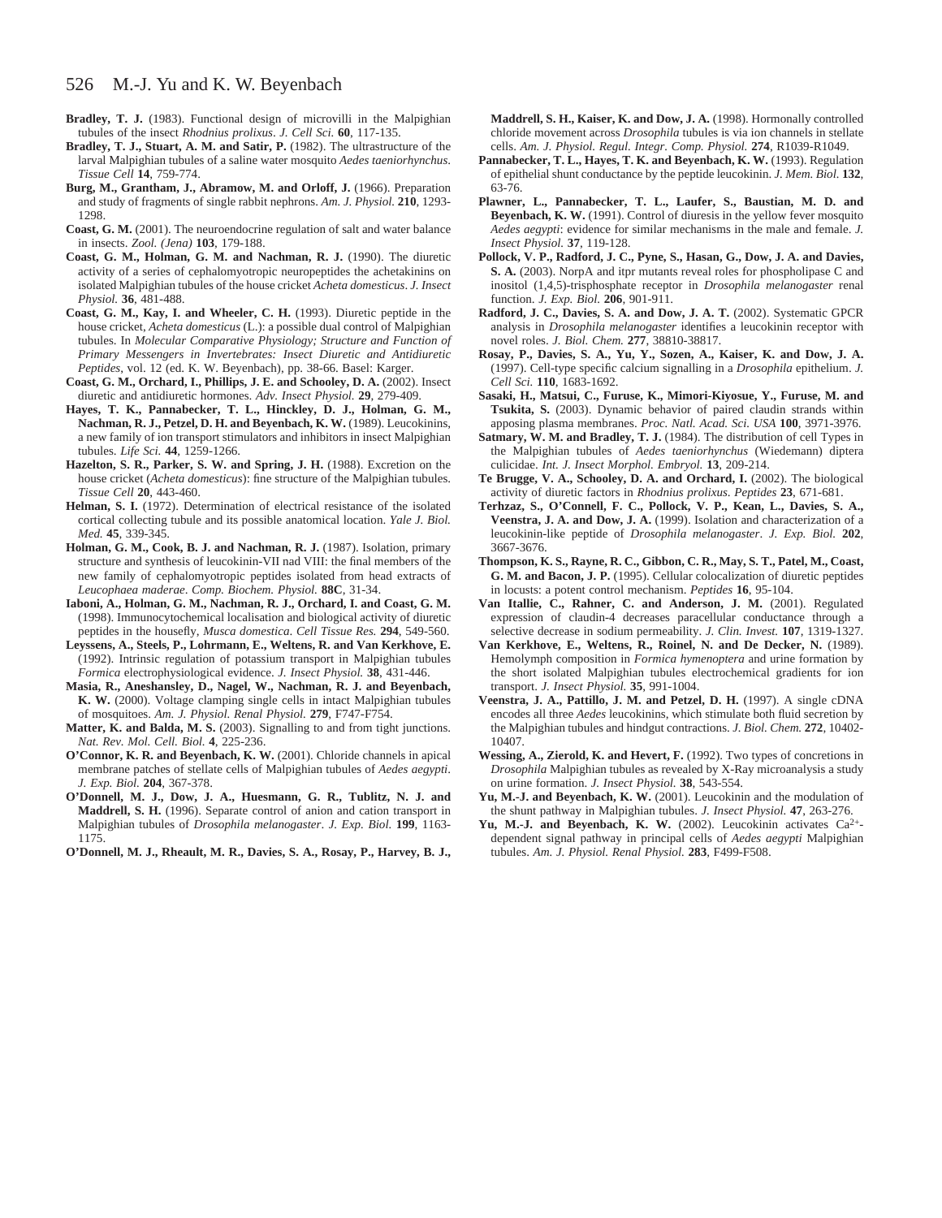**Bradley, T. J.** (1983). Functional design of microvilli in the Malpighian tubules of the insect *Rhodnius prolixus*. *J. Cell Sci.* **60**, 117-135.

**Bradley, T. J., Stuart, A. M. and Satir, P.** (1982). The ultrastructure of the larval Malpighian tubules of a saline water mosquito *Aedes taeniorhynchus*. *Tissue Cell* **14**, 759-774.

**Burg, M., Grantham, J., Abramow, M. and Orloff, J.** (1966). Preparation and study of fragments of single rabbit nephrons. *Am. J. Physiol.* **210**, 1293-1298.

**Coast, G. M.** (2001). The neuroendocrine regulation of salt and water balance in insects. *Zool. (Jena)* **103**, 179-188.

**Coast, G. M., Holman, G. M. and Nachman, R. J.** (1990). The diuretic activity of a series of cephalomyotropic neuropeptides the achetakinins on isolated Malpighian tubules of the house cricket *Acheta domesticus*. *J. Insect Physiol.* **36**, 481-488.

**Coast, G. M., Kay, I. and Wheeler, C. H.** (1993). Diuretic peptide in the house cricket, *Acheta domesticus* (L.): a possible dual control of Malpighian tubules. In *Molecular Comparative Physiology; Structure and Function of Primary Messengers in Invertebrates: Insect Diuretic and Antidiuretic Peptides*, vol. 12 (ed. K. W. Beyenbach), pp. 38-66. Basel: Karger.

**Coast, G. M., Orchard, I., Phillips, J. E. and Schooley, D. A.** (2002). Insect diuretic and antidiuretic hormones. *Adv. Insect Physiol.* **29**, 279-409.

**Hayes, T. K., Pannabecker, T. L., Hinckley, D. J., Holman, G. M., Nachman, R. J., Petzel, D. H. and Beyenbach, K. W.** (1989). Leucokinins, a new family of ion transport stimulators and inhibitors in insect Malpighian tubules. *Life Sci.* **44**, 1259-1266.

**Hazelton, S. R., Parker, S. W. and Spring, J. H.** (1988). Excretion on the house cricket (*Acheta domesticus*): fine structure of the Malpighian tubules. *Tissue Cell* **20**, 443-460.

**Helman, S. I.** (1972). Determination of electrical resistance of the isolated cortical collecting tubule and its possible anatomical location. *Yale J. Biol. Med.* **45**, 339-345.

**Holman, G. M., Cook, B. J. and Nachman, R. J.** (1987). Isolation, primary structure and synthesis of leucokinin-VII nad VIII: the final members of the new family of cephalomyotropic peptides isolated from head extracts of *Leucophaea maderae*. *Comp. Biochem. Physiol.* **88C**, 31-34.

**Iaboni, A., Holman, G. M., Nachman, R. J., Orchard, I. and Coast, G. M.** (1998). Immunocytochemical localisation and biological activity of diuretic peptides in the housefly, *Musca domestica*. *Cell Tissue Res.* **294**, 549-560.

**Leyssens, A., Steels, P., Lohrmann, E., Weltens, R. and Van Kerkhove, E.** (1992). Intrinsic regulation of potassium transport in Malpighian tubules *Formica* electrophysiological evidence. *J. Insect Physiol.* **38**, 431-446.

**Masia, R., Aneshansley, D., Nagel, W., Nachman, R. J. and Beyenbach, K. W.** (2000). Voltage clamping single cells in intact Malpighian tubules of mosquitoes. *Am. J. Physiol. Renal Physiol.* **279**, F747-F754.

**Matter, K. and Balda, M. S.** (2003). Signalling to and from tight junctions. *Nat. Rev. Mol. Cell. Biol.* **4**, 225-236.

**O'Connor, K. R. and Beyenbach, K. W.** (2001). Chloride channels in apical membrane patches of stellate cells of Malpighian tubules of *Aedes aegypti*. *J. Exp. Biol.* **204**, 367-378.

**O'Donnell, M. J., Dow, J. A., Huesmann, G. R., Tublitz, N. J. and Maddrell, S. H.** (1996). Separate control of anion and cation transport in Malpighian tubules of *Drosophila melanogaster*. *J. Exp. Biol.* **199**, 1163-1175.

**O'Donnell, M. J., Rheault, M. R., Davies, S. A., Rosay, P., Harvey, B. J., Maddrell, S. H., Kaiser, K. and Dow, J. A.** (1998). Hormonally controlled chloride movement across *Drosophila* tubules is via ion channels in stellate cells. *Am. J. Physiol. Regul. Integr. Comp. Physiol.* **274**, R1039-R1049.

**Pannabecker, T. L., Hayes, T. K. and Beyenbach, K. W.** (1993). Regulation of epithelial shunt conductance by the peptide leucokinin. *J. Mem. Biol.* **132**, 63-76.

**Plawner, L., Pannabecker, T. L., Laufer, S., Baustian, M. D. and Beyenbach, K. W.** (1991). Control of diuresis in the yellow fever mosquito *Aedes aegypti*: evidence for similar mechanisms in the male and female. *J. Insect Physiol.* **37**, 119-128.

**Pollock, V. P., Radford, J. C., Pyne, S., Hasan, G., Dow, J. A. and Davies, S. A.** (2003). NorpA and itpr mutants reveal roles for phospholipase C and inositol (1,4,5)-trisphosphate receptor in *Drosophila melanogaster* renal function. *J. Exp. Biol.* **206**, 901-911.

**Radford, J. C., Davies, S. A. and Dow, J. A. T.** (2002). Systematic GPCR analysis in *Drosophila melanogaster* identifies a leucokinin receptor with novel roles. *J. Biol. Chem.* **277**, 38810-38817.

**Rosay, P., Davies, S. A., Yu, Y., Sozen, A., Kaiser, K. and Dow, J. A.** (1997). Cell-type specific calcium signalling in a *Drosophila* epithelium. *J. Cell Sci.* **110**, 1683-1692.

**Sasaki, H., Matsui, C., Furuse, K., Mimori-Kiyosue, Y., Furuse, M. and Tsukita, S.** (2003). Dynamic behavior of paired claudin strands within apposing plasma membranes. *Proc. Natl. Acad. Sci. USA* **100**, 3971-3976.

**Satmary, W. M. and Bradley, T. J.** (1984). The distribution of cell Types in the Malpighian tubules of *Aedes taeniorhynchus* (Wiedemann) diptera culicidae. *Int. J. Insect Morphol. Embryol.* **13**, 209-214.

**Te Brugge, V. A., Schooley, D. A. and Orchard, I.** (2002). The biological activity of diuretic factors in *Rhodnius prolixus*. *Peptides* **23**, 671-681.

**Terhzaz, S., O'Connell, F. C., Pollock, V. P., Kean, L., Davies, S. A., Veenstra, J. A. and Dow, J. A.** (1999). Isolation and characterization of a leucokinin-like peptide of *Drosophila melanogaster*. *J. Exp. Biol.* **202**, 3667-3676.

**Thompson, K. S., Rayne, R. C., Gibbon, C. R., May, S. T., Patel, M., Coast, G. M. and Bacon, J. P.** (1995). Cellular colocalization of diuretic peptides in locusts: a potent control mechanism. *Peptides* **16**, 95-104.

**Van Itallie, C., Rahner, C. and Anderson, J. M.** (2001). Regulated expression of claudin-4 decreases paracellular conductance through a selective decrease in sodium permeability. *J. Clin. Invest.* **107**, 1319-1327.

**Van Kerkhove, E., Weltens, R., Roinel, N. and De Decker, N.** (1989). Hemolymph composition in *Formica hymenoptera* and urine formation by the short isolated Malpighian tubules electrochemical gradients for ion transport. *J. Insect Physiol.* **35**, 991-1004.

**Veenstra, J. A., Pattillo, J. M. and Petzel, D. H.** (1997). A single cDNA encodes all three *Aedes* leucokinins, which stimulate both fluid secretion by the Malpighian tubules and hindgut contractions. *J. Biol. Chem.* **272**, 10402-10407.

**Wessing, A., Zierold, K. and Hevert, F.** (1992). Two types of concretions in *Drosophila* Malpighian tubules as revealed by X-Ray microanalysis a study on urine formation. *J. Insect Physiol.* **38**, 543-554.

**Yu, M.-J. and Beyenbach, K. W.** (2001). Leucokinin and the modulation of the shunt pathway in Malpighian tubules. *J. Insect Physiol.* **47**, 263-276.

**Yu, M.-J. and Beyenbach, K. W.** (2002). Leucokinin activates $Ca^{2+}$-dependent signal pathway in principal cells of *Aedes aegypti* Malpighian tubules. *Am. J. Physiol. Renal Physiol.* **283**, F499-F508.